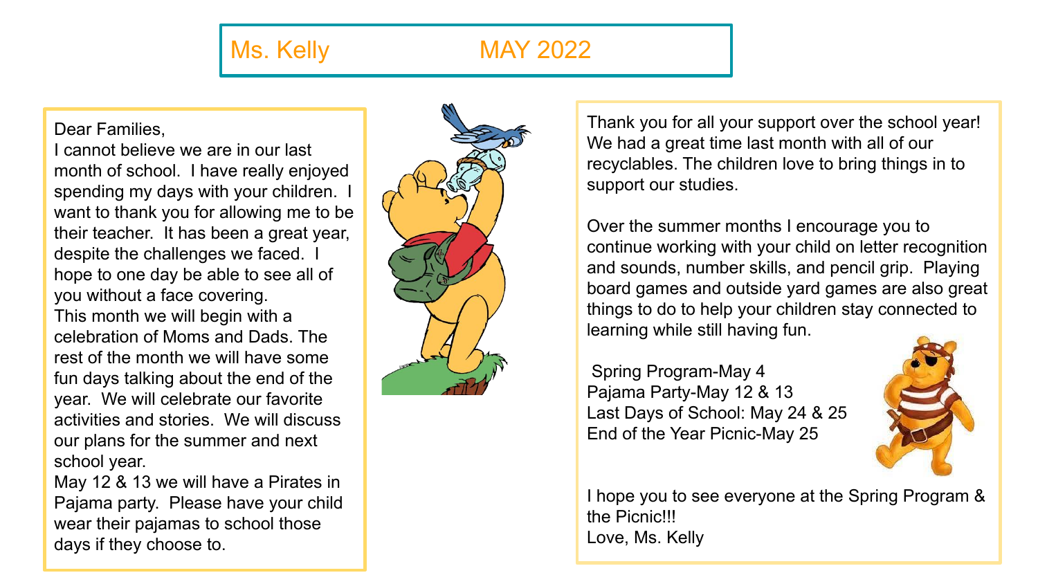# Ms. Kelly MAY 2022

Dear Families,
I cannot believe we are in our last month of school. I have really enjoyed spending my days with your children. I want to thank you for allowing me to be their teacher. It has been a great year, despite the challenges we faced. I hope to one day be able to see all of you without a face covering.
This month we will begin with a celebration of Moms and Dads. The rest of the month we will have some fun days talking about the end of the year. We will celebrate our favorite activities and stories. We will discuss our plans for the summer and next school year.
May 12 & 13 we will have a Pirates in Pajama party. Please have your child wear their pajamas to school those days if they choose to.

Thank you for all your support over the school year! We had a great time last month with all of our recyclables. The children love to bring things in to support our studies.

Over the summer months I encourage you to continue working with your child on letter recognition and sounds, number skills, and pencil grip. Playing board games and outside yard games are also great things to do to help your children stay connected to learning while still having fun.

Spring Program-May 4
Pajama Party-May 12 & 13
Last Days of School: May 24 & 25
End of the Year Picnic-May 25

I hope you to see everyone at the Spring Program & the Picnic!!!
Love, Ms. Kelly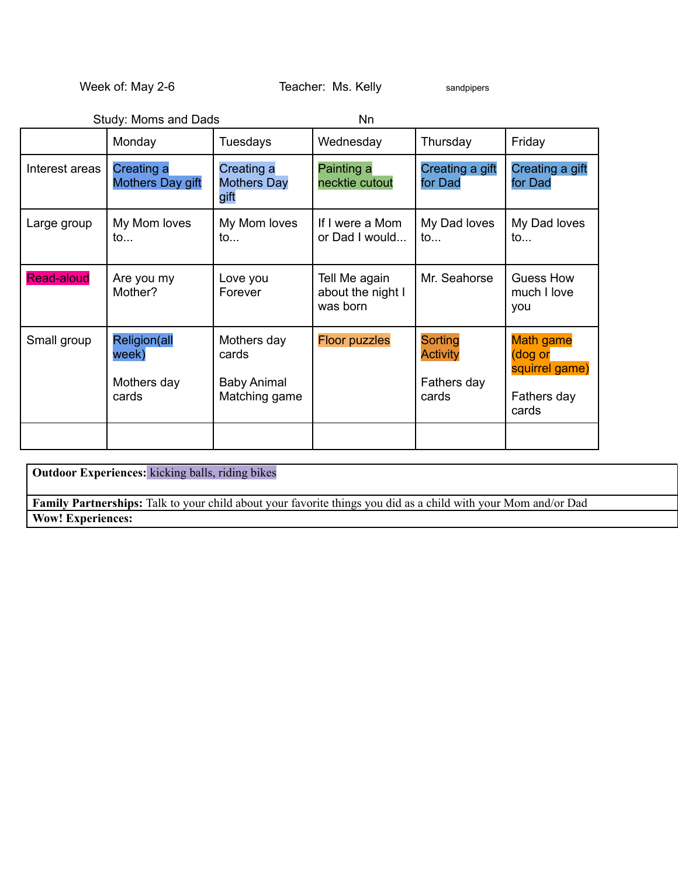Week of: May 2-6 Teacher: Ms. Kelly sandpipers

Study: Moms and Dads Nn

| | Monday | Tuesdays | Wednesday | Thursday | Friday |
|---|---|---|---|---|---|
| Interest areas | Creating a Mothers Day gift | Creating a Mothers Day gift | Painting a necktie cutout | Creating a gift for Dad | Creating a gift for Dad |
| Large group | My Mom loves to... | My Mom loves to... | If I were a Mom or Dad I would... | My Dad loves to... | My Dad loves to... |
| Read-aloud | Are you my Mother? | Love you Forever | Tell Me again about the night I was born | Mr. Seahorse | Guess How much I love you |
| Small group | Religion(all week)<br><br>Mothers day cards | Mothers day cards<br><br>Baby Animal Matching game | Floor puzzles | Sorting Activity<br><br>Fathers day cards | Math game (dog or squirrel game)<br><br>Fathers day cards |
| | | | | | |

| |
|---|
| **Outdoor Experiences:** kicking balls, riding bikes |
| **Family Partnerships:** Talk to your child about your favorite things you did as a child with your Mom and/or Dad |
| **Wow! Experiences:** |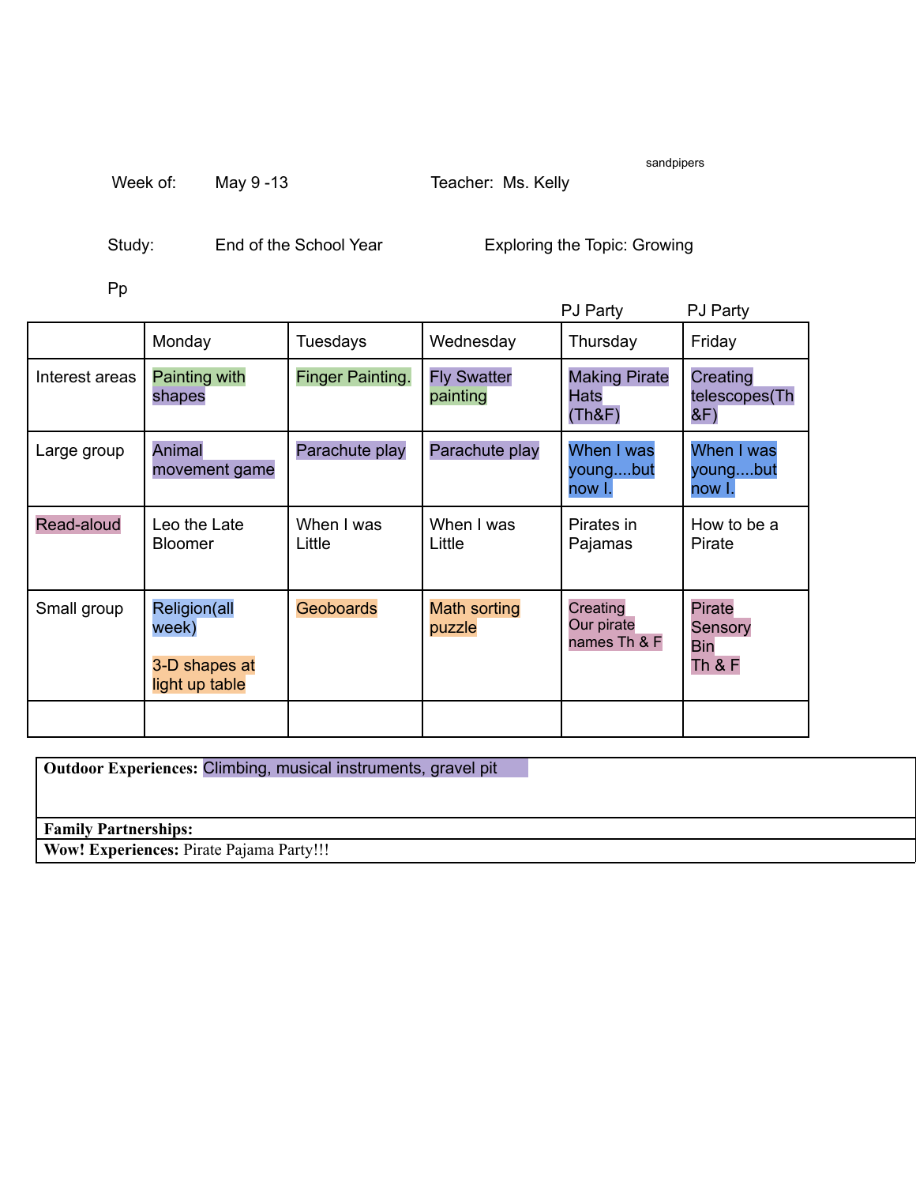sandpipers

Week of: May 9 -13 Teacher: Ms. Kelly

Study: End of the School Year Exploring the Topic: Growing

Pp

|  | Monday | Tuesdays | Wednesday | PJ Party<br>Thursday | PJ Party<br>Friday |
|---|---|---|---|---|---|
| Interest areas | Painting with shapes | Finger Painting. | Fly Swatter painting | Making Pirate Hats (Th&F) | Creating telescopes(Th &F) |
| Large group | Animal movement game | Parachute play | Parachute play | When I was young....but now I. | When I was young....but now I. |
| Read-aloud | Leo the Late Bloomer | When I was Little | When I was Little | Pirates in Pajamas | How to be a Pirate |
| Small group | Religion(all week)<br><br>3-D shapes at light up table | Geoboards | Math sorting puzzle | Creating Our pirate names Th & F | Pirate Sensory Bin Th & F |
|  |  |  |  |  |  |

**Outdoor Experiences:** Climbing, musical instruments, gravel pit

**Family Partnerships:**

**Wow! Experiences:** Pirate Pajama Party!!!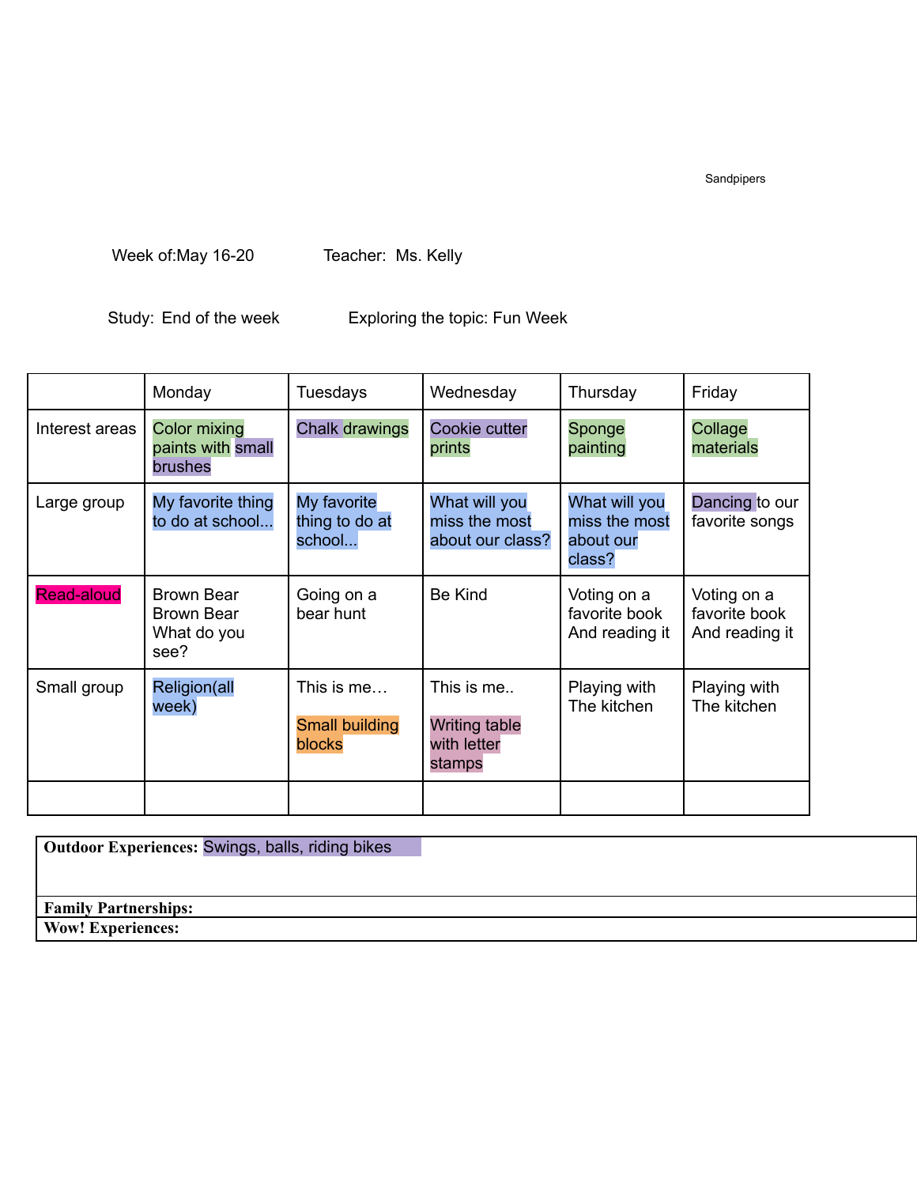Sandpipers

Week of:May 16-20 Teacher: Ms. Kelly

Study: End of the week Exploring the topic: Fun Week

| | Monday | Tuesdays | Wednesday | Thursday | Friday |
|---|---|---|---|---|---|
| Interest areas | Color mixing paints with small brushes | Chalk drawings | Cookie cutter prints | Sponge painting | Collage materials |
| Large group | My favorite thing to do at school... | My favorite thing to do at school... | What will you miss the most about our class? | What will you miss the most about our class? | Dancing to our favorite songs |
| Read-aloud | Brown Bear Brown Bear What do you see? | Going on a bear hunt | Be Kind | Voting on a favorite book And reading it | Voting on a favorite book And reading it |
| Small group | Religion(all week) | This is me… Small building blocks | This is me.. Writing table with letter stamps | Playing with The kitchen | Playing with The kitchen |
| | | | | | |

**Outdoor Experiences:** Swings, balls, riding bikes

**Family Partnerships:**

**Wow! Experiences:**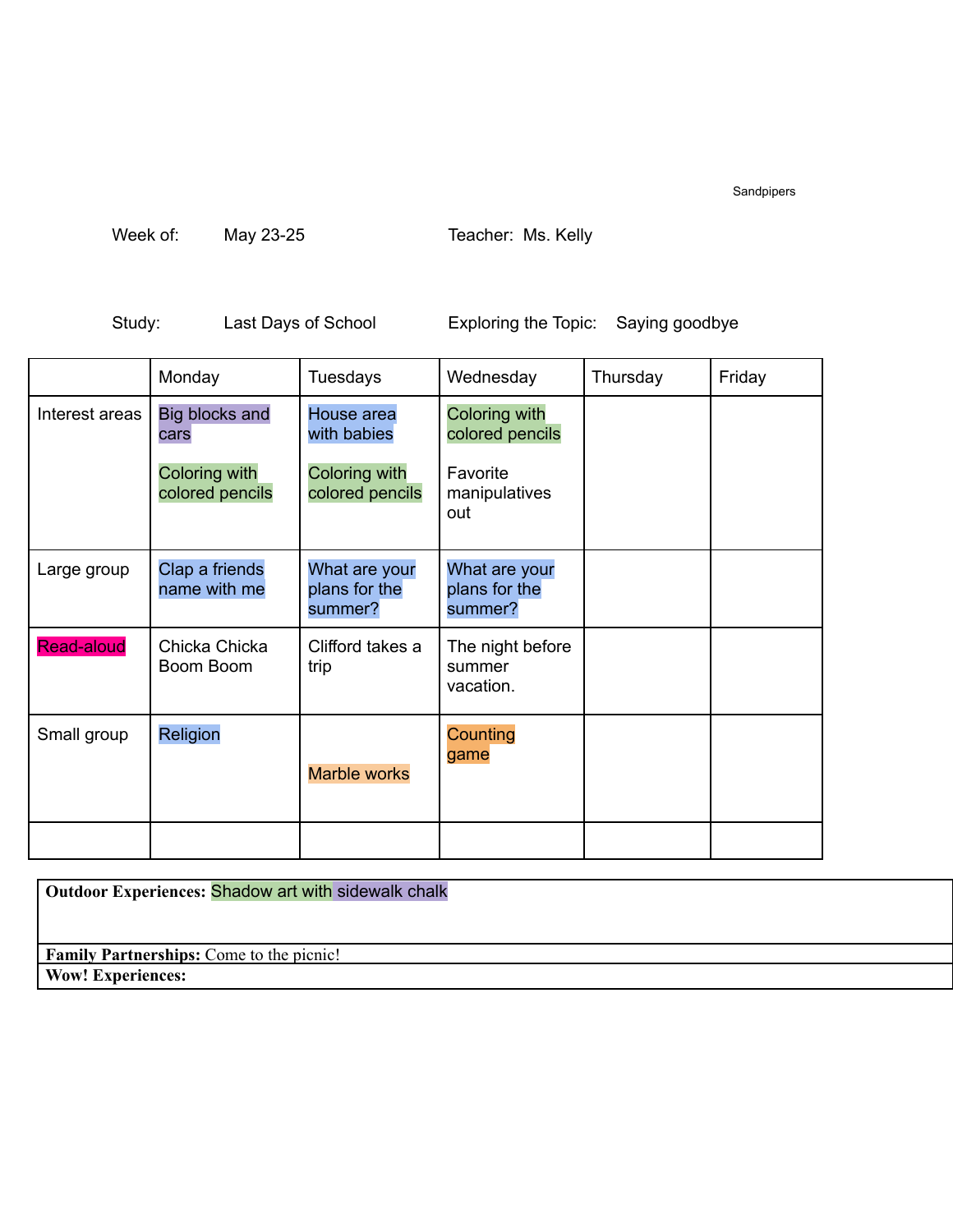Sandpipers

Week of: May 23-25 Teacher: Ms. Kelly

Study: Last Days of School Exploring the Topic: Saying goodbye

| | Monday | Tuesdays | Wednesday | Thursday | Friday |
|---|---|---|---|---|---|
| Interest areas | Big blocks and cars<br><br>Coloring with colored pencils | House area with babies<br><br>Coloring with colored pencils | Coloring with colored pencils<br><br>Favorite manipulatives out | | |
| Large group | Clap a friends name with me | What are your plans for the summer? | What are your plans for the summer? | | |
| Read-aloud | Chicka Chicka Boom Boom | Clifford takes a trip | The night before summer vacation. | | |
| Small group | Religion | Marble works | Counting game | | |
| | | | | | |

**Outdoor Experiences:** Shadow art with sidewalk chalk

**Family Partnerships:** Come to the picnic!

**Wow! Experiences:**